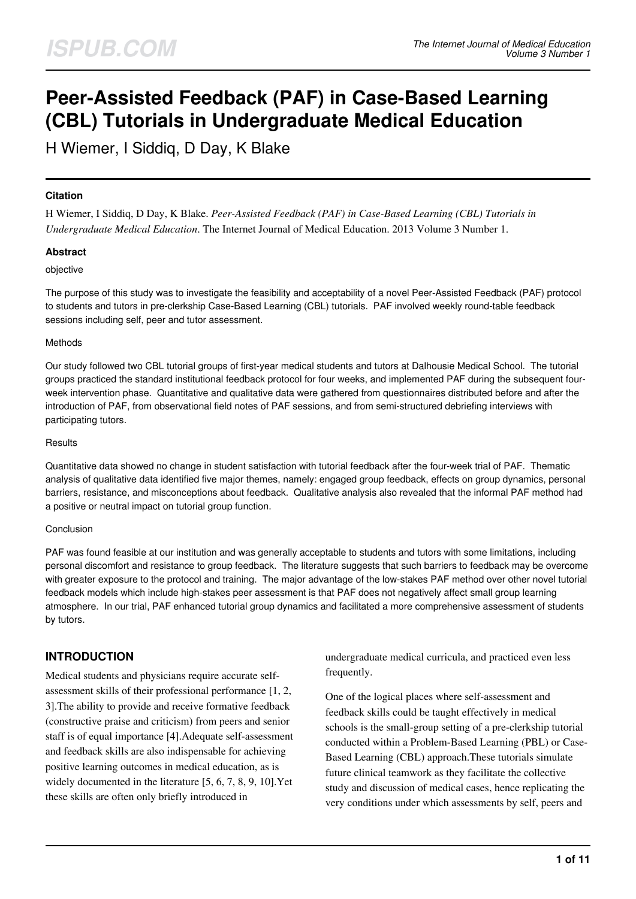# Peer-Assisted Feedback (PAF) in Case-Based Learning (CBL) Tutorials in Undergraduate Medical Education

H Wiemer, I Siddiq, D Day, K Blake

### Citation

H Wiemer, I Siddiq, D Day, K Blake. *Peer-Assisted Feedback (PAF) in Case-Based Learning (CBL) Tutorials in Undergraduate Medical Education*. The Internet Journal of Medical Education. 2013 Volume 3 Number 1.

### Abstract

objective

The purpose of this study was to investigate the feasibility and acceptability of a novel Peer-Assisted Feedback (PAF) protocol to students and tutors in pre-clerkship Case-Based Learning (CBL) tutorials. PAF involved weekly round-table feedback sessions including self, peer and tutor assessment.

Methods

Our study followed two CBL tutorial groups of first-year medical students and tutors at Dalhousie Medical School. The tutorial groups practiced the standard institutional feedback protocol for four weeks, and implemented PAF during the subsequent four-week intervention phase. Quantitative and qualitative data were gathered from questionnaires distributed before and after the introduction of PAF, from observational field notes of PAF sessions, and from semi-structured debriefing interviews with participating tutors.

Results

Quantitative data showed no change in student satisfaction with tutorial feedback after the four-week trial of PAF. Thematic analysis of qualitative data identified five major themes, namely: engaged group feedback, effects on group dynamics, personal barriers, resistance, and misconceptions about feedback. Qualitative analysis also revealed that the informal PAF method had a positive or neutral impact on tutorial group function.

Conclusion

PAF was found feasible at our institution and was generally acceptable to students and tutors with some limitations, including personal discomfort and resistance to group feedback. The literature suggests that such barriers to feedback may be overcome with greater exposure to the protocol and training. The major advantage of the low-stakes PAF method over other novel tutorial feedback models which include high-stakes peer assessment is that PAF does not negatively affect small group learning atmosphere. In our trial, PAF enhanced tutorial group dynamics and facilitated a more comprehensive assessment of students by tutors.

## INTRODUCTION

Medical students and physicians require accurate self-assessment skills of their professional performance [1, 2, 3].The ability to provide and receive formative feedback (constructive praise and criticism) from peers and senior staff is of equal importance [4].Adequate self-assessment and feedback skills are also indispensable for achieving positive learning outcomes in medical education, as is widely documented in the literature [5, 6, 7, 8, 9, 10].Yet these skills are often only briefly introduced in undergraduate medical curricula, and practiced even less frequently.

One of the logical places where self-assessment and feedback skills could be taught effectively in medical schools is the small-group setting of a pre-clerkship tutorial conducted within a Problem-Based Learning (PBL) or Case-Based Learning (CBL) approach.These tutorials simulate future clinical teamwork as they facilitate the collective study and discussion of medical cases, hence replicating the very conditions under which assessments by self, peers and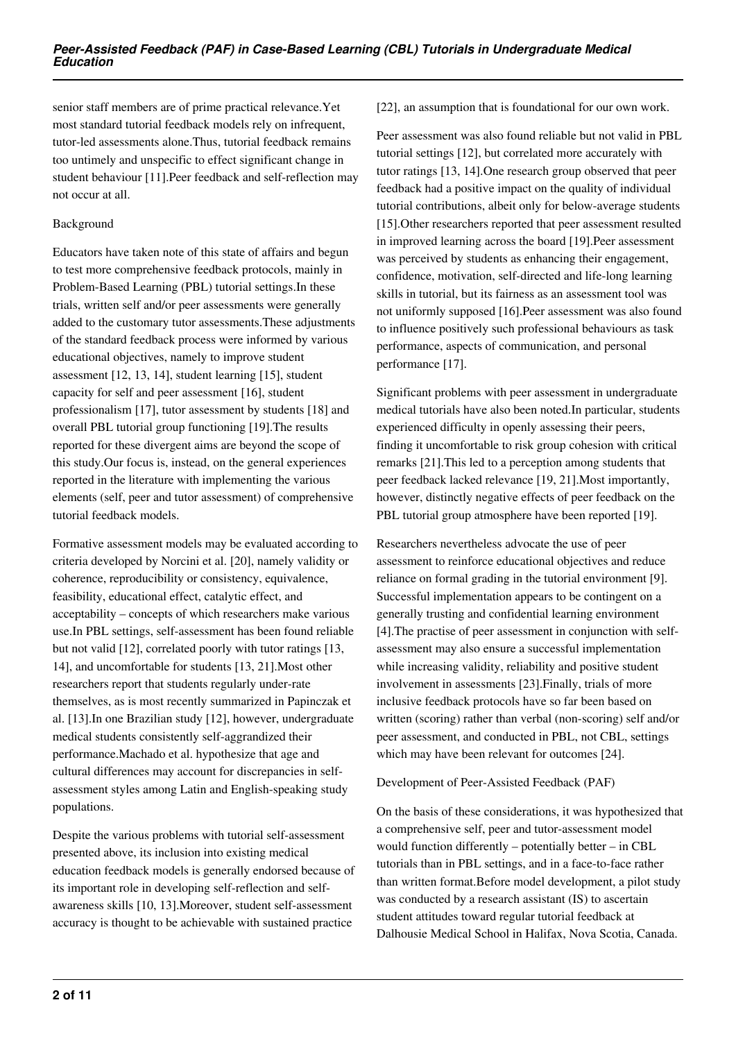senior staff members are of prime practical relevance.Yet most standard tutorial feedback models rely on infrequent, tutor-led assessments alone.Thus, tutorial feedback remains too untimely and unspecific to effect significant change in student behaviour [11].Peer feedback and self-reflection may not occur at all.

## Background

Educators have taken note of this state of affairs and begun to test more comprehensive feedback protocols, mainly in Problem-Based Learning (PBL) tutorial settings.In these trials, written self and/or peer assessments were generally added to the customary tutor assessments.These adjustments of the standard feedback process were informed by various educational objectives, namely to improve student assessment [12, 13, 14], student learning [15], student capacity for self and peer assessment [16], student professionalism [17], tutor assessment by students [18] and overall PBL tutorial group functioning [19].The results reported for these divergent aims are beyond the scope of this study.Our focus is, instead, on the general experiences reported in the literature with implementing the various elements (self, peer and tutor assessment) of comprehensive tutorial feedback models.

Formative assessment models may be evaluated according to criteria developed by Norcini et al. [20], namely validity or coherence, reproducibility or consistency, equivalence, feasibility, educational effect, catalytic effect, and acceptability – concepts of which researchers make various use.In PBL settings, self-assessment has been found reliable but not valid [12], correlated poorly with tutor ratings [13, 14], and uncomfortable for students [13, 21].Most other researchers report that students regularly under-rate themselves, as is most recently summarized in Papinczak et al. [13].In one Brazilian study [12], however, undergraduate medical students consistently self-aggrandized their performance.Machado et al. hypothesize that age and cultural differences may account for discrepancies in self-assessment styles among Latin and English-speaking study populations.

Despite the various problems with tutorial self-assessment presented above, its inclusion into existing medical education feedback models is generally endorsed because of its important role in developing self-reflection and self-awareness skills [10, 13].Moreover, student self-assessment accuracy is thought to be achievable with sustained practice [22], an assumption that is foundational for our own work.

Peer assessment was also found reliable but not valid in PBL tutorial settings [12], but correlated more accurately with tutor ratings [13, 14].One research group observed that peer feedback had a positive impact on the quality of individual tutorial contributions, albeit only for below-average students [15].Other researchers reported that peer assessment resulted in improved learning across the board [19].Peer assessment was perceived by students as enhancing their engagement, confidence, motivation, self-directed and life-long learning skills in tutorial, but its fairness as an assessment tool was not uniformly supposed [16].Peer assessment was also found to influence positively such professional behaviours as task performance, aspects of communication, and personal performance [17].

Significant problems with peer assessment in undergraduate medical tutorials have also been noted.In particular, students experienced difficulty in openly assessing their peers, finding it uncomfortable to risk group cohesion with critical remarks [21].This led to a perception among students that peer feedback lacked relevance [19, 21].Most importantly, however, distinctly negative effects of peer feedback on the PBL tutorial group atmosphere have been reported [19].

Researchers nevertheless advocate the use of peer assessment to reinforce educational objectives and reduce reliance on formal grading in the tutorial environment [9]. Successful implementation appears to be contingent on a generally trusting and confidential learning environment [4].The practise of peer assessment in conjunction with self-assessment may also ensure a successful implementation while increasing validity, reliability and positive student involvement in assessments [23].Finally, trials of more inclusive feedback protocols have so far been based on written (scoring) rather than verbal (non-scoring) self and/or peer assessment, and conducted in PBL, not CBL, settings which may have been relevant for outcomes [24].

## Development of Peer-Assisted Feedback (PAF)

On the basis of these considerations, it was hypothesized that a comprehensive self, peer and tutor-assessment model would function differently – potentially better – in CBL tutorials than in PBL settings, and in a face-to-face rather than written format.Before model development, a pilot study was conducted by a research assistant (IS) to ascertain student attitudes toward regular tutorial feedback at Dalhousie Medical School in Halifax, Nova Scotia, Canada.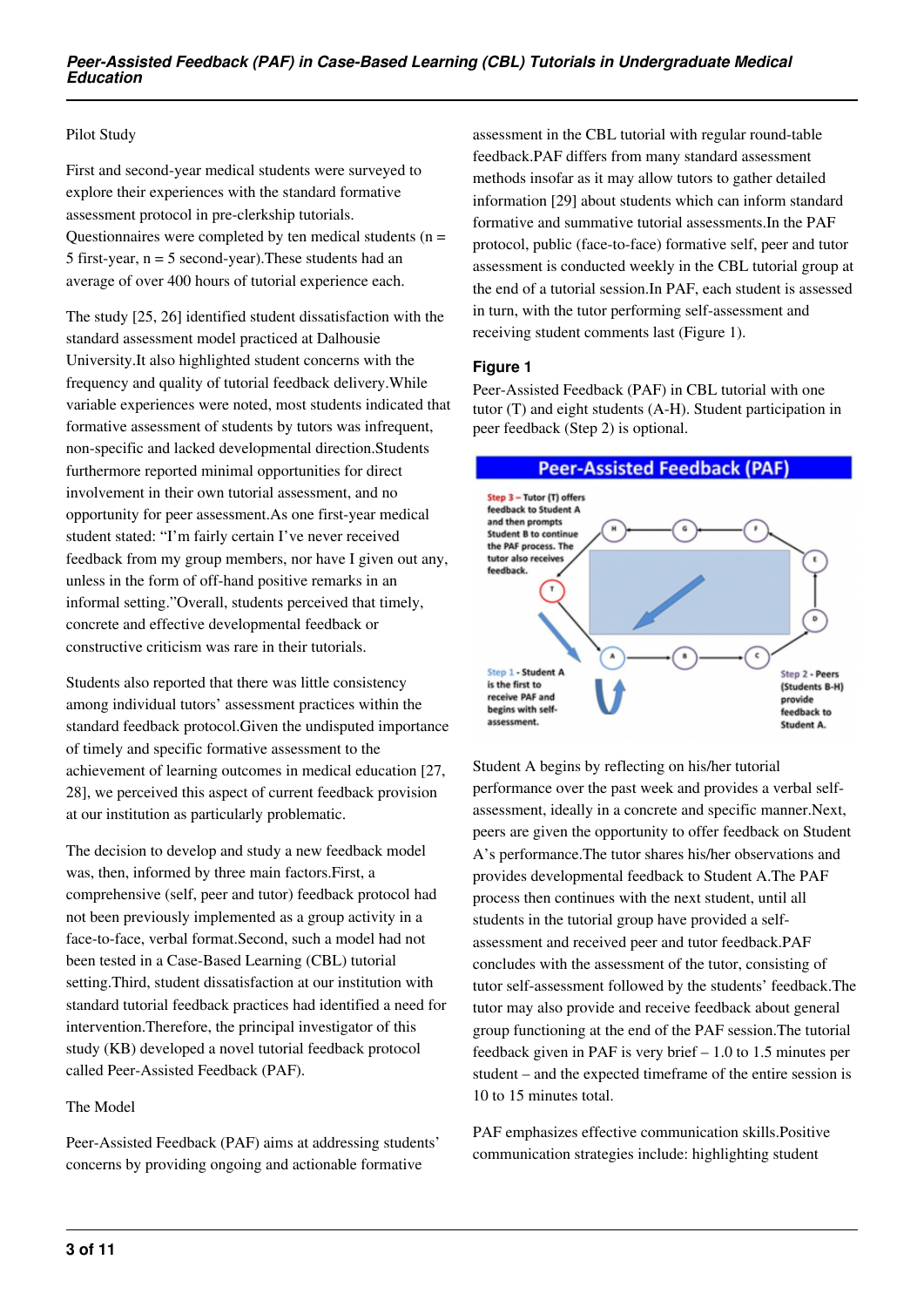Pilot Study

First and second-year medical students were surveyed to explore their experiences with the standard formative assessment protocol in pre-clerkship tutorials. Questionnaires were completed by ten medical students (n = 5 first-year, n = 5 second-year).These students had an average of over 400 hours of tutorial experience each.

The study [25, 26] identified student dissatisfaction with the standard assessment model practiced at Dalhousie University.It also highlighted student concerns with the frequency and quality of tutorial feedback delivery.While variable experiences were noted, most students indicated that formative assessment of students by tutors was infrequent, non-specific and lacked developmental direction.Students furthermore reported minimal opportunities for direct involvement in their own tutorial assessment, and no opportunity for peer assessment.As one first-year medical student stated: "I'm fairly certain I've never received feedback from my group members, nor have I given out any, unless in the form of off-hand positive remarks in an informal setting."Overall, students perceived that timely, concrete and effective developmental feedback or constructive criticism was rare in their tutorials.

Students also reported that there was little consistency among individual tutors' assessment practices within the standard feedback protocol.Given the undisputed importance of timely and specific formative assessment to the achievement of learning outcomes in medical education [27, 28], we perceived this aspect of current feedback provision at our institution as particularly problematic.

The decision to develop and study a new feedback model was, then, informed by three main factors.First, a comprehensive (self, peer and tutor) feedback protocol had not been previously implemented as a group activity in a face-to-face, verbal format.Second, such a model had not been tested in a Case-Based Learning (CBL) tutorial setting.Third, student dissatisfaction at our institution with standard tutorial feedback practices had identified a need for intervention.Therefore, the principal investigator of this study (KB) developed a novel tutorial feedback protocol called Peer-Assisted Feedback (PAF).

The Model

Peer-Assisted Feedback (PAF) aims at addressing students' concerns by providing ongoing and actionable formative assessment in the CBL tutorial with regular round-table feedback.PAF differs from many standard assessment methods insofar as it may allow tutors to gather detailed information [29] about students which can inform standard formative and summative tutorial assessments.In the PAF protocol, public (face-to-face) formative self, peer and tutor assessment is conducted weekly in the CBL tutorial group at the end of a tutorial session.In PAF, each student is assessed in turn, with the tutor performing self-assessment and receiving student comments last (Figure 1).

**Figure 1**

Peer-Assisted Feedback (PAF) in CBL tutorial with one tutor (T) and eight students (A-H). Student participation in peer feedback (Step 2) is optional.

Student A begins by reflecting on his/her tutorial performance over the past week and provides a verbal self-assessment, ideally in a concrete and specific manner.Next, peers are given the opportunity to offer feedback on Student A's performance.The tutor shares his/her observations and provides developmental feedback to Student A.The PAF process then continues with the next student, until all students in the tutorial group have provided a self-assessment and received peer and tutor feedback.PAF concludes with the assessment of the tutor, consisting of tutor self-assessment followed by the students' feedback.The tutor may also provide and receive feedback about general group functioning at the end of the PAF session.The tutorial feedback given in PAF is very brief – 1.0 to 1.5 minutes per student – and the expected timeframe of the entire session is 10 to 15 minutes total.

PAF emphasizes effective communication skills.Positive communication strategies include: highlighting student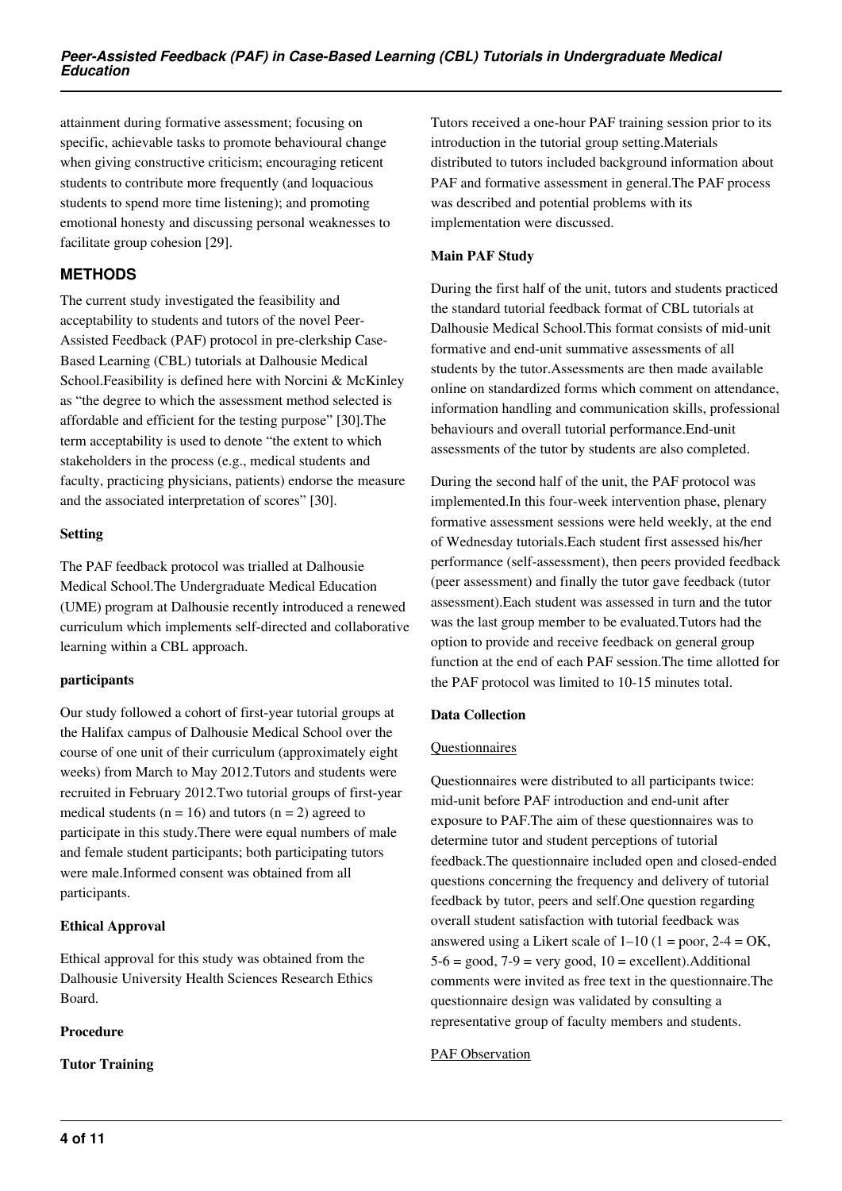attainment during formative assessment; focusing on specific, achievable tasks to promote behavioural change when giving constructive criticism; encouraging reticent students to contribute more frequently (and loquacious students to spend more time listening); and promoting emotional honesty and discussing personal weaknesses to facilitate group cohesion [29].

## METHODS

The current study investigated the feasibility and acceptability to students and tutors of the novel Peer-Assisted Feedback (PAF) protocol in pre-clerkship Case-Based Learning (CBL) tutorials at Dalhousie Medical School.Feasibility is defined here with Norcini & McKinley as "the degree to which the assessment method selected is affordable and efficient for the testing purpose" [30].The term acceptability is used to denote "the extent to which stakeholders in the process (e.g., medical students and faculty, practicing physicians, patients) endorse the measure and the associated interpretation of scores" [30].

### Setting

The PAF feedback protocol was trialled at Dalhousie Medical School.The Undergraduate Medical Education (UME) program at Dalhousie recently introduced a renewed curriculum which implements self-directed and collaborative learning within a CBL approach.

### participants

Our study followed a cohort of first-year tutorial groups at the Halifax campus of Dalhousie Medical School over the course of one unit of their curriculum (approximately eight weeks) from March to May 2012.Tutors and students were recruited in February 2012.Two tutorial groups of first-year medical students (n = 16) and tutors (n = 2) agreed to participate in this study.There were equal numbers of male and female student participants; both participating tutors were male.Informed consent was obtained from all participants.

### Ethical Approval

Ethical approval for this study was obtained from the Dalhousie University Health Sciences Research Ethics Board.

### Procedure

### Tutor Training

Tutors received a one-hour PAF training session prior to its introduction in the tutorial group setting.Materials distributed to tutors included background information about PAF and formative assessment in general.The PAF process was described and potential problems with its implementation were discussed.

### Main PAF Study

During the first half of the unit, tutors and students practiced the standard tutorial feedback format of CBL tutorials at Dalhousie Medical School.This format consists of mid-unit formative and end-unit summative assessments of all students by the tutor.Assessments are then made available online on standardized forms which comment on attendance, information handling and communication skills, professional behaviours and overall tutorial performance.End-unit assessments of the tutor by students are also completed.

During the second half of the unit, the PAF protocol was implemented.In this four-week intervention phase, plenary formative assessment sessions were held weekly, at the end of Wednesday tutorials.Each student first assessed his/her performance (self-assessment), then peers provided feedback (peer assessment) and finally the tutor gave feedback (tutor assessment).Each student was assessed in turn and the tutor was the last group member to be evaluated.Tutors had the option to provide and receive feedback on general group function at the end of each PAF session.The time allotted for the PAF protocol was limited to 10-15 minutes total.

### Data Collection

#### Questionnaires

Questionnaires were distributed to all participants twice: mid-unit before PAF introduction and end-unit after exposure to PAF.The aim of these questionnaires was to determine tutor and student perceptions of tutorial feedback.The questionnaire included open and closed-ended questions concerning the frequency and delivery of tutorial feedback by tutor, peers and self.One question regarding overall student satisfaction with tutorial feedback was answered using a Likert scale of 1–10 (1 = poor, 2-4 = OK, 5-6 = good, 7-9 = very good, 10 = excellent).Additional comments were invited as free text in the questionnaire.The questionnaire design was validated by consulting a representative group of faculty members and students.

#### PAF Observation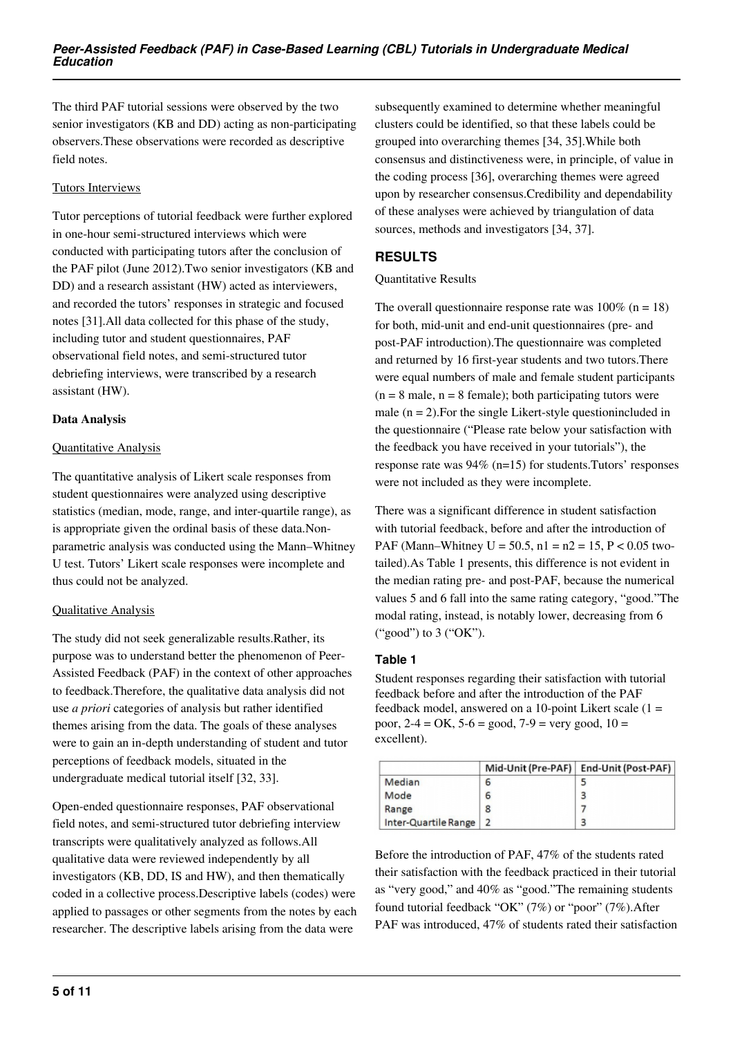The third PAF tutorial sessions were observed by the two senior investigators (KB and DD) acting as non-participating observers.These observations were recorded as descriptive field notes.

Tutors Interviews

Tutor perceptions of tutorial feedback were further explored in one-hour semi-structured interviews which were conducted with participating tutors after the conclusion of the PAF pilot (June 2012).Two senior investigators (KB and DD) and a research assistant (HW) acted as interviewers, and recorded the tutors' responses in strategic and focused notes [31].All data collected for this phase of the study, including tutor and student questionnaires, PAF observational field notes, and semi-structured tutor debriefing interviews, were transcribed by a research assistant (HW).

**Data Analysis**

Quantitative Analysis

The quantitative analysis of Likert scale responses from student questionnaires were analyzed using descriptive statistics (median, mode, range, and inter-quartile range), as is appropriate given the ordinal basis of these data.Non-parametric analysis was conducted using the Mann–Whitney U test. Tutors' Likert scale responses were incomplete and thus could not be analyzed.

Qualitative Analysis

The study did not seek generalizable results.Rather, its purpose was to understand better the phenomenon of Peer-Assisted Feedback (PAF) in the context of other approaches to feedback.Therefore, the qualitative data analysis did not use *a priori* categories of analysis but rather identified themes arising from the data. The goals of these analyses were to gain an in-depth understanding of student and tutor perceptions of feedback models, situated in the undergraduate medical tutorial itself [32, 33].

Open-ended questionnaire responses, PAF observational field notes, and semi-structured tutor debriefing interview transcripts were qualitatively analyzed as follows.All qualitative data were reviewed independently by all investigators (KB, DD, IS and HW), and then thematically coded in a collective process.Descriptive labels (codes) were applied to passages or other segments from the notes by each researcher. The descriptive labels arising from the data were subsequently examined to determine whether meaningful clusters could be identified, so that these labels could be grouped into overarching themes [34, 35].While both consensus and distinctiveness were, in principle, of value in the coding process [36], overarching themes were agreed upon by researcher consensus.Credibility and dependability of these analyses were achieved by triangulation of data sources, methods and investigators [34, 37].

## RESULTS

Quantitative Results

The overall questionnaire response rate was 100% (n = 18) for both, mid-unit and end-unit questionnaires (pre- and post-PAF introduction).The questionnaire was completed and returned by 16 first-year students and two tutors.There were equal numbers of male and female student participants (n = 8 male, n = 8 female); both participating tutors were male (n = 2).For the single Likert-style questionincluded in the questionnaire ("Please rate below your satisfaction with the feedback you have received in your tutorials"), the response rate was 94% (n=15) for students.Tutors' responses were not included as they were incomplete.

There was a significant difference in student satisfaction with tutorial feedback, before and after the introduction of PAF (Mann–Whitney $U = 50.5$, $n1 = n2 = 15$, $P < 0.05$ two-tailed).As Table 1 presents, this difference is not evident in the median rating pre- and post-PAF, because the numerical values 5 and 6 fall into the same rating category, "good."The modal rating, instead, is notably lower, decreasing from 6 ("good") to 3 ("OK").

### Table 1

Student responses regarding their satisfaction with tutorial feedback before and after the introduction of the PAF feedback model, answered on a 10-point Likert scale (1 = poor, 2-4 = OK, 5-6 = good, 7-9 = very good, 10 = excellent).

| | Mid-Unit (Pre-PAF) | End-Unit (Post-PAF) |
|---|---|---|
| Median | 6 | 5 |
| Mode | 6 | 3 |
| Range | 8 | 7 |
| Inter-Quartile Range | 2 | 3 |

Before the introduction of PAF, 47% of the students rated their satisfaction with the feedback practiced in their tutorial as "very good," and 40% as "good."The remaining students found tutorial feedback "OK" (7%) or "poor" (7%).After PAF was introduced, 47% of students rated their satisfaction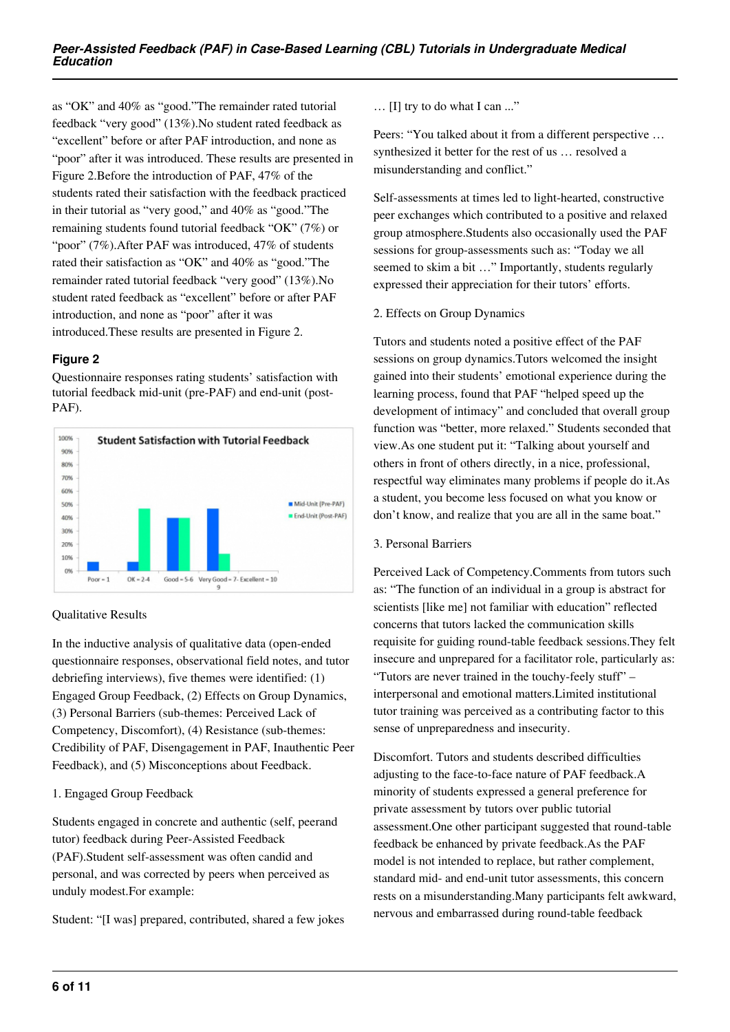as “OK” and 40% as “good.”The remainder rated tutorial feedback “very good” (13%).No student rated feedback as “excellent” before or after PAF introduction, and none as “poor” after it was introduced. These results are presented in Figure 2.Before the introduction of PAF, 47% of the students rated their satisfaction with the feedback practiced in their tutorial as “very good,” and 40% as “good.”The remaining students found tutorial feedback “OK” (7%) or “poor” (7%).After PAF was introduced, 47% of students rated their satisfaction as “OK” and 40% as “good.”The remainder rated tutorial feedback “very good” (13%).No student rated feedback as “excellent” before or after PAF introduction, and none as “poor” after it was introduced.These results are presented in Figure 2.

**Figure 2**

Questionnaire responses rating students’ satisfaction with tutorial feedback mid-unit (pre-PAF) and end-unit (post-PAF).

Qualitative Results

In the inductive analysis of qualitative data (open-ended questionnaire responses, observational field notes, and tutor debriefing interviews), five themes were identified: (1) Engaged Group Feedback, (2) Effects on Group Dynamics, (3) Personal Barriers (sub-themes: Perceived Lack of Competency, Discomfort), (4) Resistance (sub-themes: Credibility of PAF, Disengagement in PAF, Inauthentic Peer Feedback), and (5) Misconceptions about Feedback.

1. Engaged Group Feedback

Students engaged in concrete and authentic (self, peerand tutor) feedback during Peer-Assisted Feedback (PAF).Student self-assessment was often candid and personal, and was corrected by peers when perceived as unduly modest.For example:

Student: “[I was] prepared, contributed, shared a few jokes … [I] try to do what I can ...”

Peers: “You talked about it from a different perspective … synthesized it better for the rest of us … resolved a misunderstanding and conflict.”

Self-assessments at times led to light-hearted, constructive peer exchanges which contributed to a positive and relaxed group atmosphere.Students also occasionally used the PAF sessions for group-assessments such as: “Today we all seemed to skim a bit …” Importantly, students regularly expressed their appreciation for their tutors’ efforts.

2. Effects on Group Dynamics

Tutors and students noted a positive effect of the PAF sessions on group dynamics.Tutors welcomed the insight gained into their students’ emotional experience during the learning process, found that PAF “helped speed up the development of intimacy” and concluded that overall group function was “better, more relaxed.” Students seconded that view.As one student put it: “Talking about yourself and others in front of others directly, in a nice, professional, respectful way eliminates many problems if people do it.As a student, you become less focused on what you know or don’t know, and realize that you are all in the same boat.”

3. Personal Barriers

Perceived Lack of Competency.Comments from tutors such as: “The function of an individual in a group is abstract for scientists [like me] not familiar with education” reflected concerns that tutors lacked the communication skills requisite for guiding round-table feedback sessions.They felt insecure and unprepared for a facilitator role, particularly as: “Tutors are never trained in the touchy-feely stuff” – interpersonal and emotional matters.Limited institutional tutor training was perceived as a contributing factor to this sense of unpreparedness and insecurity.

Discomfort. Tutors and students described difficulties adjusting to the face-to-face nature of PAF feedback.A minority of students expressed a general preference for private assessment by tutors over public tutorial assessment.One other participant suggested that round-table feedback be enhanced by private feedback.As the PAF model is not intended to replace, but rather complement, standard mid- and end-unit tutor assessments, this concern rests on a misunderstanding.Many participants felt awkward, nervous and embarrassed during round-table feedback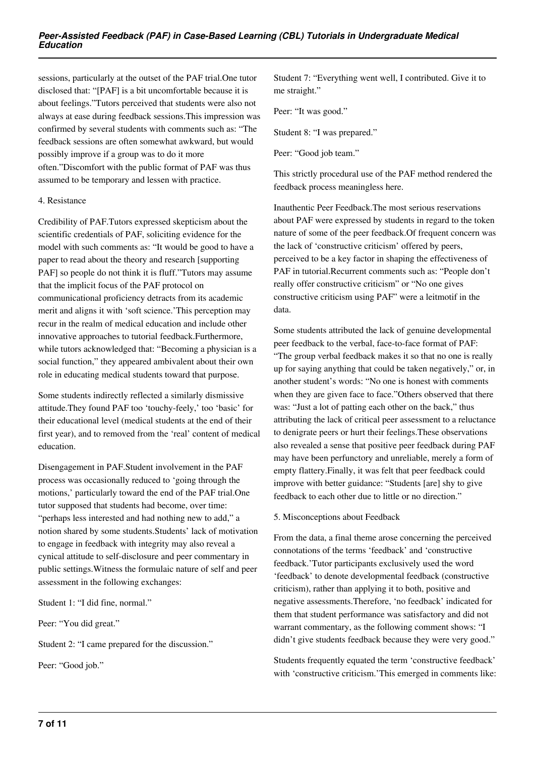sessions, particularly at the outset of the PAF trial.One tutor disclosed that: "[PAF] is a bit uncomfortable because it is about feelings."Tutors perceived that students were also not always at ease during feedback sessions.This impression was confirmed by several students with comments such as: "The feedback sessions are often somewhat awkward, but would possibly improve if a group was to do it more often."Discomfort with the public format of PAF was thus assumed to be temporary and lessen with practice.

4. Resistance

Credibility of PAF.Tutors expressed skepticism about the scientific credentials of PAF, soliciting evidence for the model with such comments as: "It would be good to have a paper to read about the theory and research [supporting PAF] so people do not think it is fluff."Tutors may assume that the implicit focus of the PAF protocol on communicational proficiency detracts from its academic merit and aligns it with 'soft science.'This perception may recur in the realm of medical education and include other innovative approaches to tutorial feedback.Furthermore, while tutors acknowledged that: "Becoming a physician is a social function," they appeared ambivalent about their own role in educating medical students toward that purpose.

Some students indirectly reflected a similarly dismissive attitude.They found PAF too 'touchy-feely,' too 'basic' for their educational level (medical students at the end of their first year), and to removed from the 'real' content of medical education.

Disengagement in PAF.Student involvement in the PAF process was occasionally reduced to 'going through the motions,' particularly toward the end of the PAF trial.One tutor supposed that students had become, over time: "perhaps less interested and had nothing new to add," a notion shared by some students.Students' lack of motivation to engage in feedback with integrity may also reveal a cynical attitude to self-disclosure and peer commentary in public settings.Witness the formulaic nature of self and peer assessment in the following exchanges:

Student 1: "I did fine, normal."

Peer: "You did great."

Student 2: "I came prepared for the discussion."

Peer: "Good job."

Student 7: "Everything went well, I contributed. Give it to me straight."

Peer: "It was good."

Student 8: "I was prepared."

Peer: "Good job team."

This strictly procedural use of the PAF method rendered the feedback process meaningless here.

Inauthentic Peer Feedback.The most serious reservations about PAF were expressed by students in regard to the token nature of some of the peer feedback.Of frequent concern was the lack of 'constructive criticism' offered by peers, perceived to be a key factor in shaping the effectiveness of PAF in tutorial.Recurrent comments such as: "People don't really offer constructive criticism" or "No one gives constructive criticism using PAF" were a leitmotif in the data.

Some students attributed the lack of genuine developmental peer feedback to the verbal, face-to-face format of PAF: "The group verbal feedback makes it so that no one is really up for saying anything that could be taken negatively," or, in another student's words: "No one is honest with comments when they are given face to face."Others observed that there was: "Just a lot of patting each other on the back," thus attributing the lack of critical peer assessment to a reluctance to denigrate peers or hurt their feelings.These observations also revealed a sense that positive peer feedback during PAF may have been perfunctory and unreliable, merely a form of empty flattery.Finally, it was felt that peer feedback could improve with better guidance: "Students [are] shy to give feedback to each other due to little or no direction."

5. Misconceptions about Feedback

From the data, a final theme arose concerning the perceived connotations of the terms 'feedback' and 'constructive feedback.'Tutor participants exclusively used the word 'feedback' to denote developmental feedback (constructive criticism), rather than applying it to both, positive and negative assessments.Therefore, 'no feedback' indicated for them that student performance was satisfactory and did not warrant commentary, as the following comment shows: "I didn't give students feedback because they were very good."

Students frequently equated the term 'constructive feedback' with 'constructive criticism.'This emerged in comments like: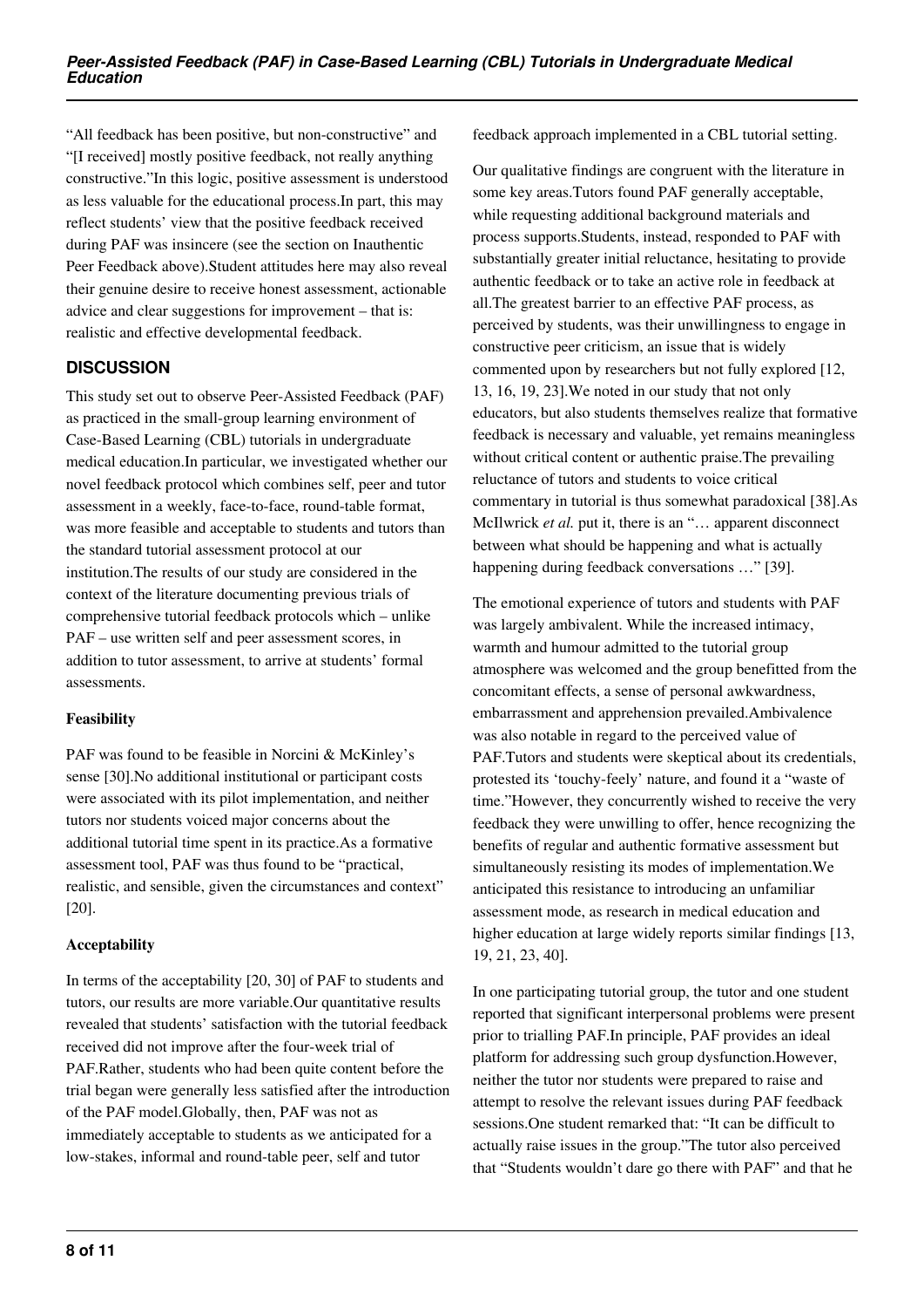"All feedback has been positive, but non-constructive" and "[I received] mostly positive feedback, not really anything constructive."In this logic, positive assessment is understood as less valuable for the educational process.In part, this may reflect students' view that the positive feedback received during PAF was insincere (see the section on Inauthentic Peer Feedback above).Student attitudes here may also reveal their genuine desire to receive honest assessment, actionable advice and clear suggestions for improvement – that is: realistic and effective developmental feedback.

## DISCUSSION

This study set out to observe Peer-Assisted Feedback (PAF) as practiced in the small-group learning environment of Case-Based Learning (CBL) tutorials in undergraduate medical education.In particular, we investigated whether our novel feedback protocol which combines self, peer and tutor assessment in a weekly, face-to-face, round-table format, was more feasible and acceptable to students and tutors than the standard tutorial assessment protocol at our institution.The results of our study are considered in the context of the literature documenting previous trials of comprehensive tutorial feedback protocols which – unlike PAF – use written self and peer assessment scores, in addition to tutor assessment, to arrive at students' formal assessments.

### Feasibility

PAF was found to be feasible in Norcini & McKinley's sense [30].No additional institutional or participant costs were associated with its pilot implementation, and neither tutors nor students voiced major concerns about the additional tutorial time spent in its practice.As a formative assessment tool, PAF was thus found to be "practical, realistic, and sensible, given the circumstances and context" [20].

### Acceptability

In terms of the acceptability [20, 30] of PAF to students and tutors, our results are more variable.Our quantitative results revealed that students' satisfaction with the tutorial feedback received did not improve after the four-week trial of PAF.Rather, students who had been quite content before the trial began were generally less satisfied after the introduction of the PAF model.Globally, then, PAF was not as immediately acceptable to students as we anticipated for a low-stakes, informal and round-table peer, self and tutor feedback approach implemented in a CBL tutorial setting.

Our qualitative findings are congruent with the literature in some key areas.Tutors found PAF generally acceptable, while requesting additional background materials and process supports.Students, instead, responded to PAF with substantially greater initial reluctance, hesitating to provide authentic feedback or to take an active role in feedback at all.The greatest barrier to an effective PAF process, as perceived by students, was their unwillingness to engage in constructive peer criticism, an issue that is widely commented upon by researchers but not fully explored [12, 13, 16, 19, 23].We noted in our study that not only educators, but also students themselves realize that formative feedback is necessary and valuable, yet remains meaningless without critical content or authentic praise.The prevailing reluctance of tutors and students to voice critical commentary in tutorial is thus somewhat paradoxical [38].As McIlwrick *et al.* put it, there is an "… apparent disconnect between what should be happening and what is actually happening during feedback conversations …" [39].

The emotional experience of tutors and students with PAF was largely ambivalent. While the increased intimacy, warmth and humour admitted to the tutorial group atmosphere was welcomed and the group benefitted from the concomitant effects, a sense of personal awkwardness, embarrassment and apprehension prevailed.Ambivalence was also notable in regard to the perceived value of PAF.Tutors and students were skeptical about its credentials, protested its 'touchy-feely' nature, and found it a "waste of time."However, they concurrently wished to receive the very feedback they were unwilling to offer, hence recognizing the benefits of regular and authentic formative assessment but simultaneously resisting its modes of implementation.We anticipated this resistance to introducing an unfamiliar assessment mode, as research in medical education and higher education at large widely reports similar findings [13, 19, 21, 23, 40].

In one participating tutorial group, the tutor and one student reported that significant interpersonal problems were present prior to trialling PAF.In principle, PAF provides an ideal platform for addressing such group dysfunction.However, neither the tutor nor students were prepared to raise and attempt to resolve the relevant issues during PAF feedback sessions.One student remarked that: "It can be difficult to actually raise issues in the group."The tutor also perceived that "Students wouldn't dare go there with PAF" and that he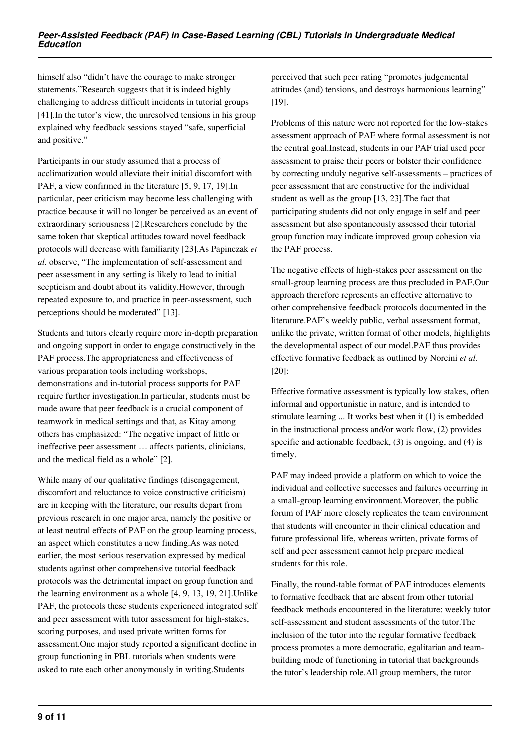himself also "didn't have the courage to make stronger statements."Research suggests that it is indeed highly challenging to address difficult incidents in tutorial groups [41].In the tutor's view, the unresolved tensions in his group explained why feedback sessions stayed "safe, superficial and positive."

Participants in our study assumed that a process of acclimatization would alleviate their initial discomfort with PAF, a view confirmed in the literature [5, 9, 17, 19].In particular, peer criticism may become less challenging with practice because it will no longer be perceived as an event of extraordinary seriousness [2].Researchers conclude by the same token that skeptical attitudes toward novel feedback protocols will decrease with familiarity [23].As Papinczak *et al.* observe, "The implementation of self-assessment and peer assessment in any setting is likely to lead to initial scepticism and doubt about its validity.However, through repeated exposure to, and practice in peer-assessment, such perceptions should be moderated" [13].

Students and tutors clearly require more in-depth preparation and ongoing support in order to engage constructively in the PAF process.The appropriateness and effectiveness of various preparation tools including workshops, demonstrations and in-tutorial process supports for PAF require further investigation.In particular, students must be made aware that peer feedback is a crucial component of teamwork in medical settings and that, as Kitay among others has emphasized: "The negative impact of little or ineffective peer assessment … affects patients, clinicians, and the medical field as a whole" [2].

While many of our qualitative findings (disengagement, discomfort and reluctance to voice constructive criticism) are in keeping with the literature, our results depart from previous research in one major area, namely the positive or at least neutral effects of PAF on the group learning process, an aspect which constitutes a new finding.As was noted earlier, the most serious reservation expressed by medical students against other comprehensive tutorial feedback protocols was the detrimental impact on group function and the learning environment as a whole [4, 9, 13, 19, 21].Unlike PAF, the protocols these students experienced integrated self and peer assessment with tutor assessment for high-stakes, scoring purposes, and used private written forms for assessment.One major study reported a significant decline in group functioning in PBL tutorials when students were asked to rate each other anonymously in writing.Students perceived that such peer rating "promotes judgemental attitudes (and) tensions, and destroys harmonious learning" [19].

Problems of this nature were not reported for the low-stakes assessment approach of PAF where formal assessment is not the central goal.Instead, students in our PAF trial used peer assessment to praise their peers or bolster their confidence by correcting unduly negative self-assessments – practices of peer assessment that are constructive for the individual student as well as the group [13, 23].The fact that participating students did not only engage in self and peer assessment but also spontaneously assessed their tutorial group function may indicate improved group cohesion via the PAF process.

The negative effects of high-stakes peer assessment on the small-group learning process are thus precluded in PAF.Our approach therefore represents an effective alternative to other comprehensive feedback protocols documented in the literature.PAF's weekly public, verbal assessment format, unlike the private, written format of other models, highlights the developmental aspect of our model.PAF thus provides effective formative feedback as outlined by Norcini *et al.* [20]:

> Effective formative assessment is typically low stakes, often informal and opportunistic in nature, and is intended to stimulate learning ... It works best when it (1) is embedded in the instructional process and/or work flow, (2) provides specific and actionable feedback, (3) is ongoing, and (4) is timely.

PAF may indeed provide a platform on which to voice the individual and collective successes and failures occurring in a small-group learning environment.Moreover, the public forum of PAF more closely replicates the team environment that students will encounter in their clinical education and future professional life, whereas written, private forms of self and peer assessment cannot help prepare medical students for this role.

Finally, the round-table format of PAF introduces elements to formative feedback that are absent from other tutorial feedback methods encountered in the literature: weekly tutor self-assessment and student assessments of the tutor.The inclusion of the tutor into the regular formative feedback process promotes a more democratic, egalitarian and team-building mode of functioning in tutorial that backgrounds the tutor's leadership role.All group members, the tutor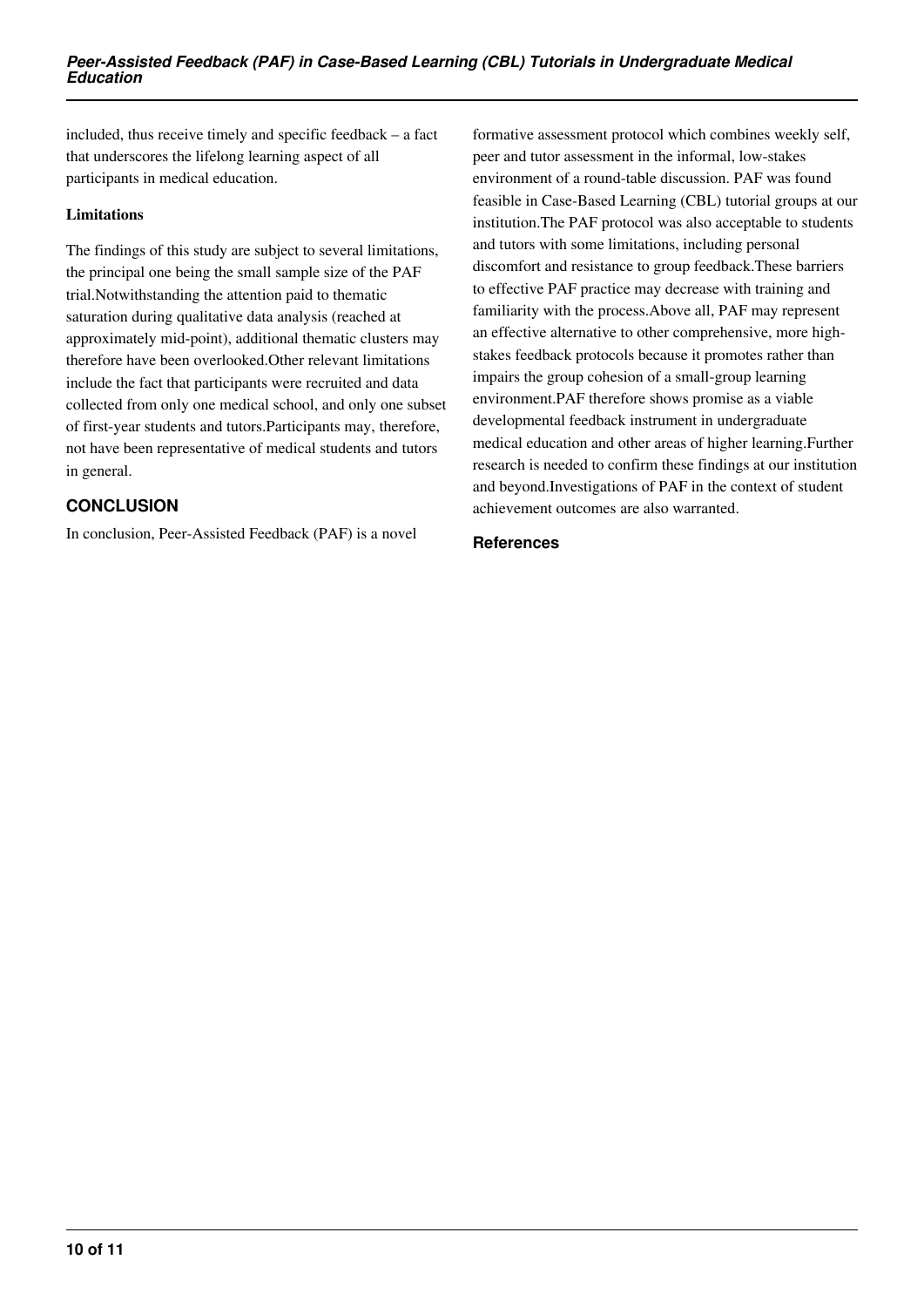included, thus receive timely and specific feedback – a fact that underscores the lifelong learning aspect of all participants in medical education.

### Limitations

The findings of this study are subject to several limitations, the principal one being the small sample size of the PAF trial.Notwithstanding the attention paid to thematic saturation during qualitative data analysis (reached at approximately mid-point), additional thematic clusters may therefore have been overlooked.Other relevant limitations include the fact that participants were recruited and data collected from only one medical school, and only one subset of first-year students and tutors.Participants may, therefore, not have been representative of medical students and tutors in general.

## CONCLUSION

In conclusion, Peer-Assisted Feedback (PAF) is a novel formative assessment protocol which combines weekly self, peer and tutor assessment in the informal, low-stakes environment of a round-table discussion. PAF was found feasible in Case-Based Learning (CBL) tutorial groups at our institution.The PAF protocol was also acceptable to students and tutors with some limitations, including personal discomfort and resistance to group feedback.These barriers to effective PAF practice may decrease with training and familiarity with the process.Above all, PAF may represent an effective alternative to other comprehensive, more high-stakes feedback protocols because it promotes rather than impairs the group cohesion of a small-group learning environment.PAF therefore shows promise as a viable developmental feedback instrument in undergraduate medical education and other areas of higher learning.Further research is needed to confirm these findings at our institution and beyond.Investigations of PAF in the context of student achievement outcomes are also warranted.

### References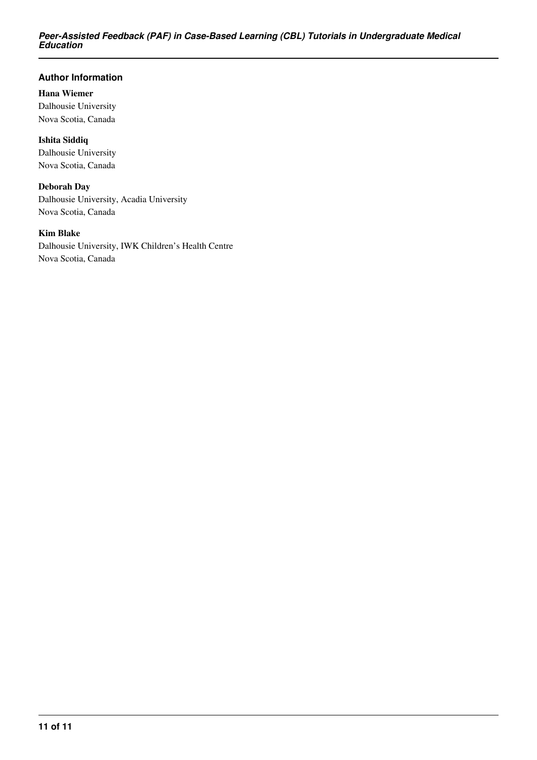## Author Information

**Hana Wiemer**
Dalhousie University
Nova Scotia, Canada

**Ishita Siddiq**
Dalhousie University
Nova Scotia, Canada

**Deborah Day**
Dalhousie University, Acadia University
Nova Scotia, Canada

**Kim Blake**
Dalhousie University, IWK Children's Health Centre
Nova Scotia, Canada